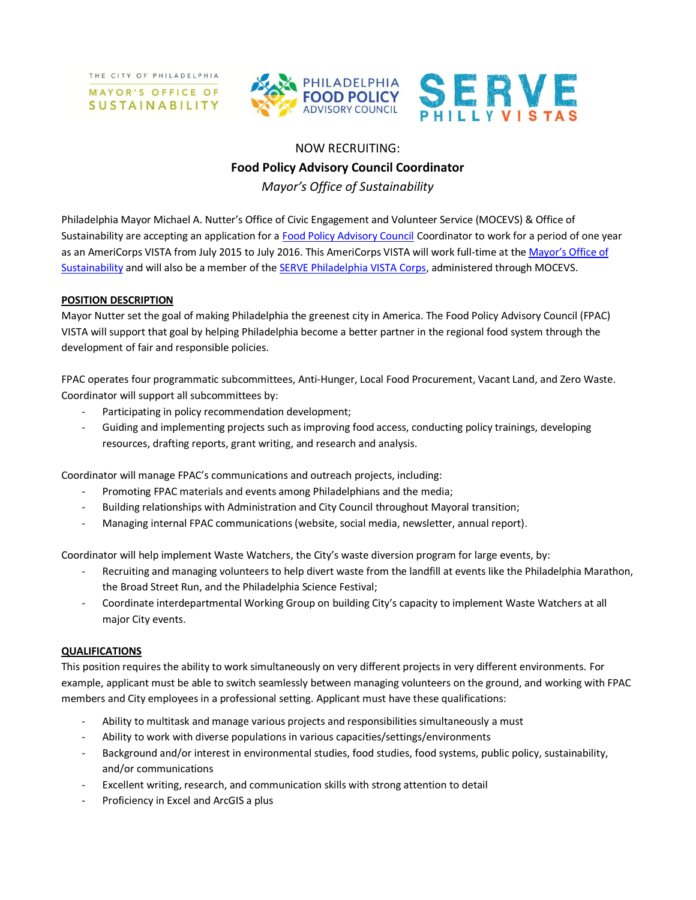THE CITY OF PHILADELPHIA MAYOR'S OFFICE OF SUSTAINABILITY

PHILADELPHIA FOOD POLICY ADVISORY COUNCIL

SERVE PHILLY VISTAS

NOW RECRUITING:

# Food Policy Advisory Council Coordinator

*Mayor's Office of Sustainability*

Philadelphia Mayor Michael A. Nutter's Office of Civic Engagement and Volunteer Service (MOCEVS) & Office of Sustainability are accepting an application for a Food Policy Advisory Council Coordinator to work for a period of one year as an AmeriCorps VISTA from July 2015 to July 2016. This AmeriCorps VISTA will work full-time at the Mayor's Office of Sustainability and will also be a member of the SERVE Philadelphia VISTA Corps, administered through MOCEVS.

## POSITION DESCRIPTION

Mayor Nutter set the goal of making Philadelphia the greenest city in America. The Food Policy Advisory Council (FPAC) VISTA will support that goal by helping Philadelphia become a better partner in the regional food system through the development of fair and responsible policies.

FPAC operates four programmatic subcommittees, Anti-Hunger, Local Food Procurement, Vacant Land, and Zero Waste. Coordinator will support all subcommittees by:

- Participating in policy recommendation development;
- Guiding and implementing projects such as improving food access, conducting policy trainings, developing resources, drafting reports, grant writing, and research and analysis.

Coordinator will manage FPAC's communications and outreach projects, including:

- Promoting FPAC materials and events among Philadelphians and the media;
- Building relationships with Administration and City Council throughout Mayoral transition;
- Managing internal FPAC communications (website, social media, newsletter, annual report).

Coordinator will help implement Waste Watchers, the City's waste diversion program for large events, by:

- Recruiting and managing volunteers to help divert waste from the landfill at events like the Philadelphia Marathon, the Broad Street Run, and the Philadelphia Science Festival;
- Coordinate interdepartmental Working Group on building City's capacity to implement Waste Watchers at all major City events.

## QUALIFICATIONS

This position requires the ability to work simultaneously on very different projects in very different environments. For example, applicant must be able to switch seamlessly between managing volunteers on the ground, and working with FPAC members and City employees in a professional setting. Applicant must have these qualifications:

- Ability to multitask and manage various projects and responsibilities simultaneously a must
- Ability to work with diverse populations in various capacities/settings/environments
- Background and/or interest in environmental studies, food studies, food systems, public policy, sustainability, and/or communications
- Excellent writing, research, and communication skills with strong attention to detail
- Proficiency in Excel and ArcGIS a plus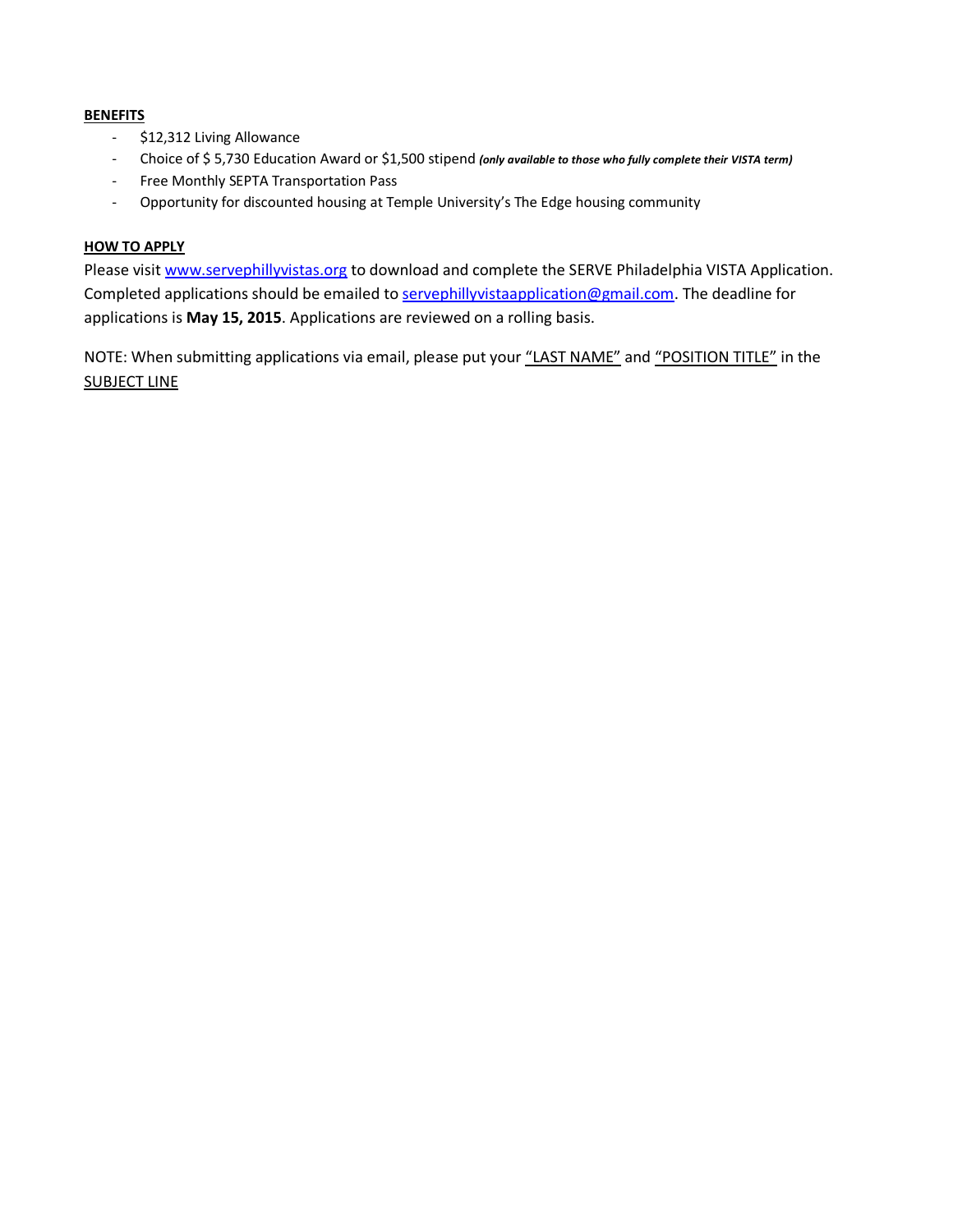**BENEFITS**

- $12,312 Living Allowance
- Choice of $ 5,730 Education Award or $1,500 stipend ***(only available to those who fully complete their VISTA term)***
- Free Monthly SEPTA Transportation Pass
- Opportunity for discounted housing at Temple University's The Edge housing community

**HOW TO APPLY**

Please visit www.servephillyvistas.org to download and complete the SERVE Philadelphia VISTA Application. Completed applications should be emailed to servephillyvistaapplication@gmail.com. The deadline for applications is **May 15, 2015**. Applications are reviewed on a rolling basis.

NOTE: When submitting applications via email, please put your "LAST NAME" and "POSITION TITLE" in the SUBJECT LINE